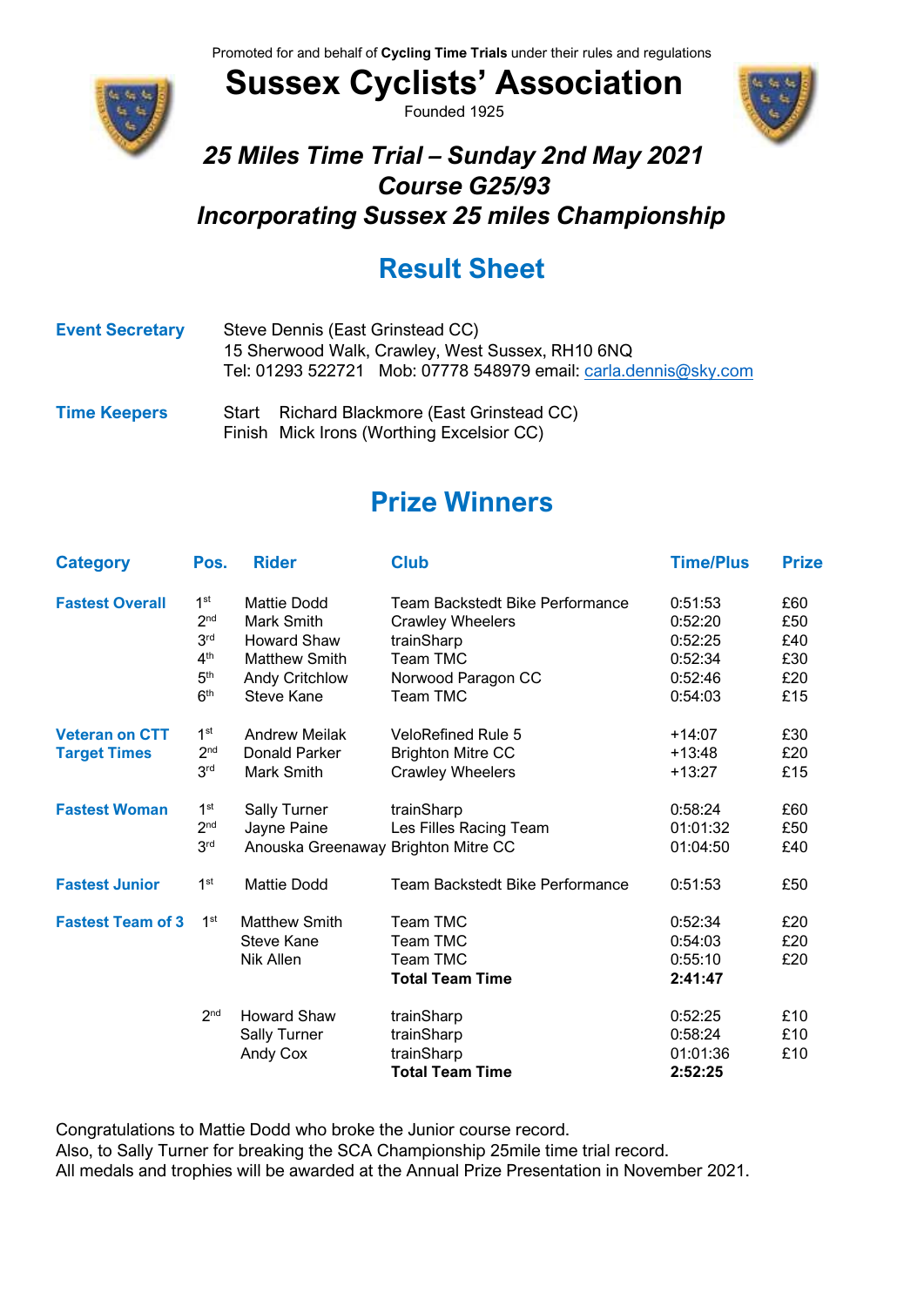Promoted for and behalf of **Cycling Time Trials** under their rules and regulations

# Sussex Cyclists' Association

Founded 1925

## *25 Miles Time Trial – Sunday 2nd May 2021*
## *Course G25/93*
## *Incorporating Sussex 25 miles Championship*

## Result Sheet

**Event Secretary** Steve Dennis (East Grinstead CC)
15 Sherwood Walk, Crawley, West Sussex, RH10 6NQ
Tel: 01293 522721 Mob: 07778 548979 email: carla.dennis@sky.com

**Time Keepers** Start Richard Blackmore (East Grinstead CC)
Finish Mick Irons (Worthing Excelsior CC)

## Prize Winners

| Category | Pos. | Rider | Club | Time/Plus | Prize |
|---|---|---|---|---|---|
| **Fastest Overall** | 1st | Mattie Dodd | Team Backstedt Bike Performance | 0:51:53 | £60 |
| | 2nd | Mark Smith | Crawley Wheelers | 0:52:20 | £50 |
| | 3rd | Howard Shaw | trainSharp | 0:52:25 | £40 |
| | 4th | Matthew Smith | Team TMC | 0:52:34 | £30 |
| | 5th | Andy Critchlow | Norwood Paragon CC | 0:52:46 | £20 |
| | 6th | Steve Kane | Team TMC | 0:54:03 | £15 |
| **Veteran on CTT Target Times** | 1st | Andrew Meilak | VeloRefined Rule 5 | +14:07 | £30 |
| | 2nd | Donald Parker | Brighton Mitre CC | +13:48 | £20 |
| | 3rd | Mark Smith | Crawley Wheelers | +13:27 | £15 |
| **Fastest Woman** | 1st | Sally Turner | trainSharp | 0:58:24 | £60 |
| | 2nd | Jayne Paine | Les Filles Racing Team | 01:01:32 | £50 |
| | 3rd | Anouska Greenaway | Brighton Mitre CC | 01:04:50 | £40 |
| **Fastest Junior** | 1st | Mattie Dodd | Team Backstedt Bike Performance | 0:51:53 | £50 |
| **Fastest Team of 3** | 1st | Matthew Smith | Team TMC | 0:52:34 | £20 |
| | | Steve Kane | Team TMC | 0:54:03 | £20 |
| | | Nik Allen | Team TMC | 0:55:10 | £20 |
| | | | **Total Team Time** | **2:41:47** | |
| | 2nd | Howard Shaw | trainSharp | 0:52:25 | £10 |
| | | Sally Turner | trainSharp | 0:58:24 | £10 |
| | | Andy Cox | trainSharp | 01:01:36 | £10 |
| | | | **Total Team Time** | **2:52:25** | |

Congratulations to Mattie Dodd who broke the Junior course record.
Also, to Sally Turner for breaking the SCA Championship 25mile time trial record.
All medals and trophies will be awarded at the Annual Prize Presentation in November 2021.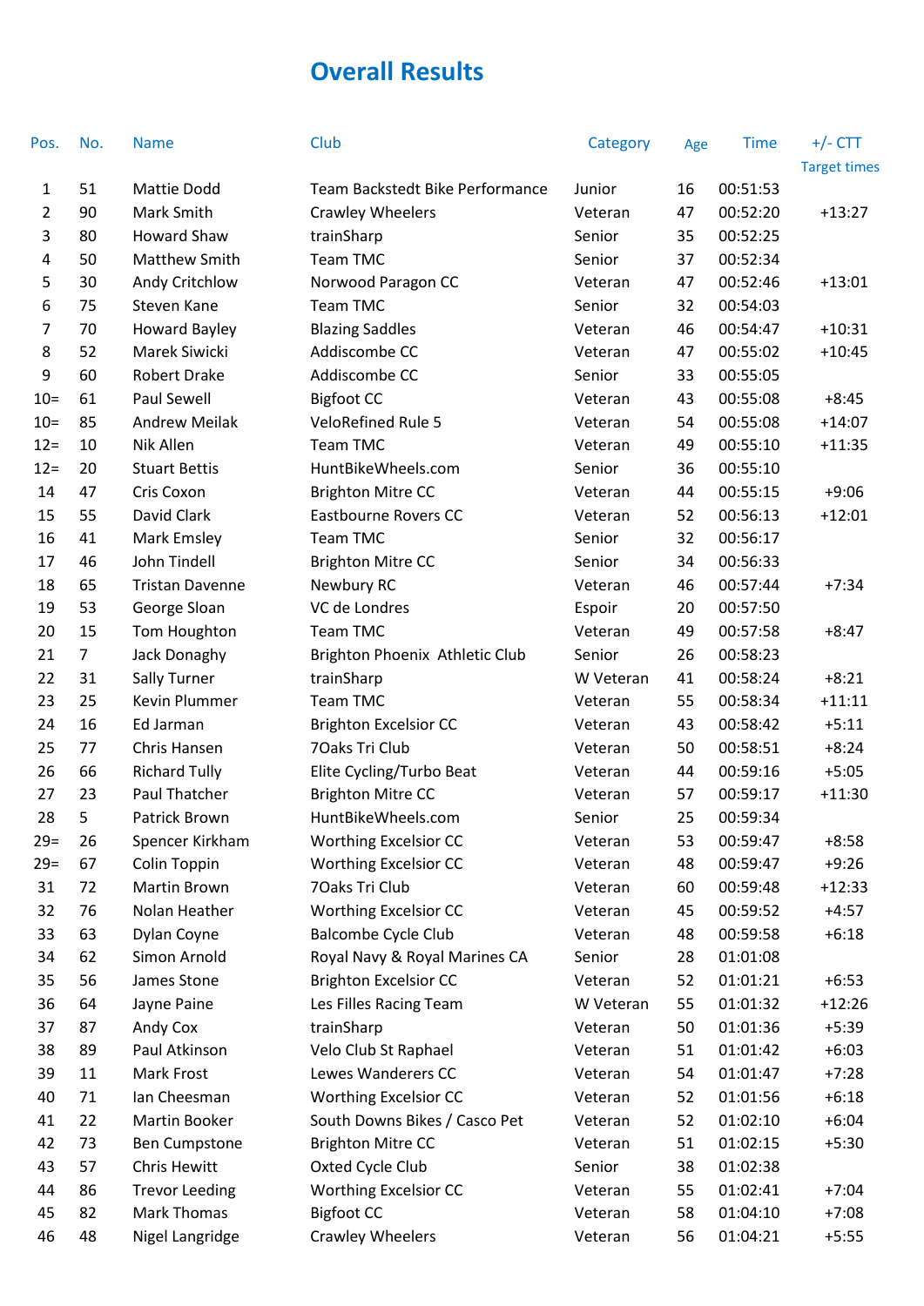# Overall Results

| Pos. | No. | Name | Club | Category | Age | Time | +/- CTT Target times |
|---|---|---|---|---|---|---|---|
| 1 | 51 | Mattie Dodd | Team Backstedt Bike Performance | Junior | 16 | 00:51:53 | |
| 2 | 90 | Mark Smith | Crawley Wheelers | Veteran | 47 | 00:52:20 | +13:27 |
| 3 | 80 | Howard Shaw | trainSharp | Senior | 35 | 00:52:25 | |
| 4 | 50 | Matthew Smith | Team TMC | Senior | 37 | 00:52:34 | |
| 5 | 30 | Andy Critchlow | Norwood Paragon CC | Veteran | 47 | 00:52:46 | +13:01 |
| 6 | 75 | Steven Kane | Team TMC | Senior | 32 | 00:54:03 | |
| 7 | 70 | Howard Bayley | Blazing Saddles | Veteran | 46 | 00:54:47 | +10:31 |
| 8 | 52 | Marek Siwicki | Addiscombe CC | Veteran | 47 | 00:55:02 | +10:45 |
| 9 | 60 | Robert Drake | Addiscombe CC | Senior | 33 | 00:55:05 | |
| 10= | 61 | Paul Sewell | Bigfoot CC | Veteran | 43 | 00:55:08 | +8:45 |
| 10= | 85 | Andrew Meilak | VeloRefined Rule 5 | Veteran | 54 | 00:55:08 | +14:07 |
| 12= | 10 | Nik Allen | Team TMC | Veteran | 49 | 00:55:10 | +11:35 |
| 12= | 20 | Stuart Bettis | HuntBikeWheels.com | Senior | 36 | 00:55:10 | |
| 14 | 47 | Cris Coxon | Brighton Mitre CC | Veteran | 44 | 00:55:15 | +9:06 |
| 15 | 55 | David Clark | Eastbourne Rovers CC | Veteran | 52 | 00:56:13 | +12:01 |
| 16 | 41 | Mark Emsley | Team TMC | Senior | 32 | 00:56:17 | |
| 17 | 46 | John Tindell | Brighton Mitre CC | Senior | 34 | 00:56:33 | |
| 18 | 65 | Tristan Davenne | Newbury RC | Veteran | 46 | 00:57:44 | +7:34 |
| 19 | 53 | George Sloan | VC de Londres | Espoir | 20 | 00:57:50 | |
| 20 | 15 | Tom Houghton | Team TMC | Veteran | 49 | 00:57:58 | +8:47 |
| 21 | 7 | Jack Donaghy | Brighton Phoenix Athletic Club | Senior | 26 | 00:58:23 | |
| 22 | 31 | Sally Turner | trainSharp | W Veteran | 41 | 00:58:24 | +8:21 |
| 23 | 25 | Kevin Plummer | Team TMC | Veteran | 55 | 00:58:34 | +11:11 |
| 24 | 16 | Ed Jarman | Brighton Excelsior CC | Veteran | 43 | 00:58:42 | +5:11 |
| 25 | 77 | Chris Hansen | 7Oaks Tri Club | Veteran | 50 | 00:58:51 | +8:24 |
| 26 | 66 | Richard Tully | Elite Cycling/Turbo Beat | Veteran | 44 | 00:59:16 | +5:05 |
| 27 | 23 | Paul Thatcher | Brighton Mitre CC | Veteran | 57 | 00:59:17 | +11:30 |
| 28 | 5 | Patrick Brown | HuntBikeWheels.com | Senior | 25 | 00:59:34 | |
| 29= | 26 | Spencer Kirkham | Worthing Excelsior CC | Veteran | 53 | 00:59:47 | +8:58 |
| 29= | 67 | Colin Toppin | Worthing Excelsior CC | Veteran | 48 | 00:59:47 | +9:26 |
| 31 | 72 | Martin Brown | 7Oaks Tri Club | Veteran | 60 | 00:59:48 | +12:33 |
| 32 | 76 | Nolan Heather | Worthing Excelsior CC | Veteran | 45 | 00:59:52 | +4:57 |
| 33 | 63 | Dylan Coyne | Balcombe Cycle Club | Veteran | 48 | 00:59:58 | +6:18 |
| 34 | 62 | Simon Arnold | Royal Navy & Royal Marines CA | Senior | 28 | 01:01:08 | |
| 35 | 56 | James Stone | Brighton Excelsior CC | Veteran | 52 | 01:01:21 | +6:53 |
| 36 | 64 | Jayne Paine | Les Filles Racing Team | W Veteran | 55 | 01:01:32 | +12:26 |
| 37 | 87 | Andy Cox | trainSharp | Veteran | 50 | 01:01:36 | +5:39 |
| 38 | 89 | Paul Atkinson | Velo Club St Raphael | Veteran | 51 | 01:01:42 | +6:03 |
| 39 | 11 | Mark Frost | Lewes Wanderers CC | Veteran | 54 | 01:01:47 | +7:28 |
| 40 | 71 | Ian Cheesman | Worthing Excelsior CC | Veteran | 52 | 01:01:56 | +6:18 |
| 41 | 22 | Martin Booker | South Downs Bikes / Casco Pet | Veteran | 52 | 01:02:10 | +6:04 |
| 42 | 73 | Ben Cumpstone | Brighton Mitre CC | Veteran | 51 | 01:02:15 | +5:30 |
| 43 | 57 | Chris Hewitt | Oxted Cycle Club | Senior | 38 | 01:02:38 | |
| 44 | 86 | Trevor Leeding | Worthing Excelsior CC | Veteran | 55 | 01:02:41 | +7:04 |
| 45 | 82 | Mark Thomas | Bigfoot CC | Veteran | 58 | 01:04:10 | +7:08 |
| 46 | 48 | Nigel Langridge | Crawley Wheelers | Veteran | 56 | 01:04:21 | +5:55 |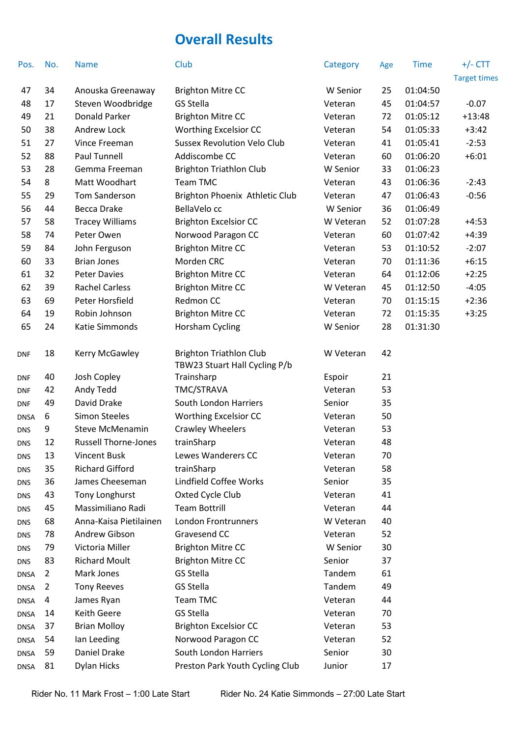# Overall Results

| Pos. | No. | Name | Club | Category | Age | Time | +/- CTT Target times |
|---|---|---|---|---|---|---|---|
| 47 | 34 | Anouska Greenaway | Brighton Mitre CC | W Senior | 25 | 01:04:50 | |
| 48 | 17 | Steven Woodbridge | GS Stella | Veteran | 45 | 01:04:57 | -0.07 |
| 49 | 21 | Donald Parker | Brighton Mitre CC | Veteran | 72 | 01:05:12 | +13:48 |
| 50 | 38 | Andrew Lock | Worthing Excelsior CC | Veteran | 54 | 01:05:33 | +3:42 |
| 51 | 27 | Vince Freeman | Sussex Revolution Velo Club | Veteran | 41 | 01:05:41 | -2:53 |
| 52 | 88 | Paul Tunnell | Addiscombe CC | Veteran | 60 | 01:06:20 | +6:01 |
| 53 | 28 | Gemma Freeman | Brighton Triathlon Club | W Senior | 33 | 01:06:23 | |
| 54 | 8 | Matt Woodhart | Team TMC | Veteran | 43 | 01:06:36 | -2:43 |
| 55 | 29 | Tom Sanderson | Brighton Phoenix Athletic Club | Veteran | 47 | 01:06:43 | -0:56 |
| 56 | 44 | Becca Drake | BellaVelo cc | W Senior | 36 | 01:06:49 | |
| 57 | 58 | Tracey Williams | Brighton Excelsior CC | W Veteran | 52 | 01:07:28 | +4:53 |
| 58 | 74 | Peter Owen | Norwood Paragon CC | Veteran | 60 | 01:07:42 | +4:39 |
| 59 | 84 | John Ferguson | Brighton Mitre CC | Veteran | 53 | 01:10:52 | -2:07 |
| 60 | 33 | Brian Jones | Morden CRC | Veteran | 70 | 01:11:36 | +6:15 |
| 61 | 32 | Peter Davies | Brighton Mitre CC | Veteran | 64 | 01:12:06 | +2:25 |
| 62 | 39 | Rachel Carless | Brighton Mitre CC | W Veteran | 45 | 01:12:50 | -4:05 |
| 63 | 69 | Peter Horsfield | Redmon CC | Veteran | 70 | 01:15:15 | +2:36 |
| 64 | 19 | Robin Johnson | Brighton Mitre CC | Veteran | 72 | 01:15:35 | +3:25 |
| 65 | 24 | Katie Simmonds | Horsham Cycling | W Senior | 28 | 01:31:30 | |
| DNF | 18 | Kerry McGawley | Brighton Triathlon Club | W Veteran | 42 | | |
| DNF | 40 | Josh Copley | TBW23 Stuart Hall Cycling P/b Trainsharp | Espoir | 21 | | |
| DNF | 42 | Andy Tedd | TMC/STRAVA | Veteran | 53 | | |
| DNF | 49 | David Drake | South London Harriers | Senior | 35 | | |
| DNSA | 6 | Simon Steeles | Worthing Excelsior CC | Veteran | 50 | | |
| DNS | 9 | Steve McMenamin | Crawley Wheelers | Veteran | 53 | | |
| DNS | 12 | Russell Thorne-Jones | trainSharp | Veteran | 48 | | |
| DNS | 13 | Vincent Busk | Lewes Wanderers CC | Veteran | 70 | | |
| DNS | 35 | Richard Gifford | trainSharp | Veteran | 58 | | |
| DNS | 36 | James Cheeseman | Lindfield Coffee Works | Senior | 35 | | |
| DNS | 43 | Tony Longhurst | Oxted Cycle Club | Veteran | 41 | | |
| DNS | 45 | Massimiliano Radi | Team Bottrill | Veteran | 44 | | |
| DNS | 68 | Anna-Kaisa Pietilainen | London Frontrunners | W Veteran | 40 | | |
| DNS | 78 | Andrew Gibson | Gravesend CC | Veteran | 52 | | |
| DNS | 79 | Victoria Miller | Brighton Mitre CC | W Senior | 30 | | |
| DNS | 83 | Richard Moult | Brighton Mitre CC | Senior | 37 | | |
| DNSA | 2 | Mark Jones | GS Stella | Tandem | 61 | | |
| DNSA | 2 | Tony Reeves | GS Stella | Tandem | 49 | | |
| DNSA | 4 | James Ryan | Team TMC | Veteran | 44 | | |
| DNSA | 14 | Keith Geere | GS Stella | Veteran | 70 | | |
| DNSA | 37 | Brian Molloy | Brighton Excelsior CC | Veteran | 53 | | |
| DNSA | 54 | Ian Leeding | Norwood Paragon CC | Veteran | 52 | | |
| DNSA | 59 | Daniel Drake | South London Harriers | Senior | 30 | | |
| DNSA | 81 | Dylan Hicks | Preston Park Youth Cycling Club | Junior | 17 | | |

Rider No. 11 Mark Frost – 1:00 Late Start

Rider No. 24 Katie Simmonds – 27:00 Late Start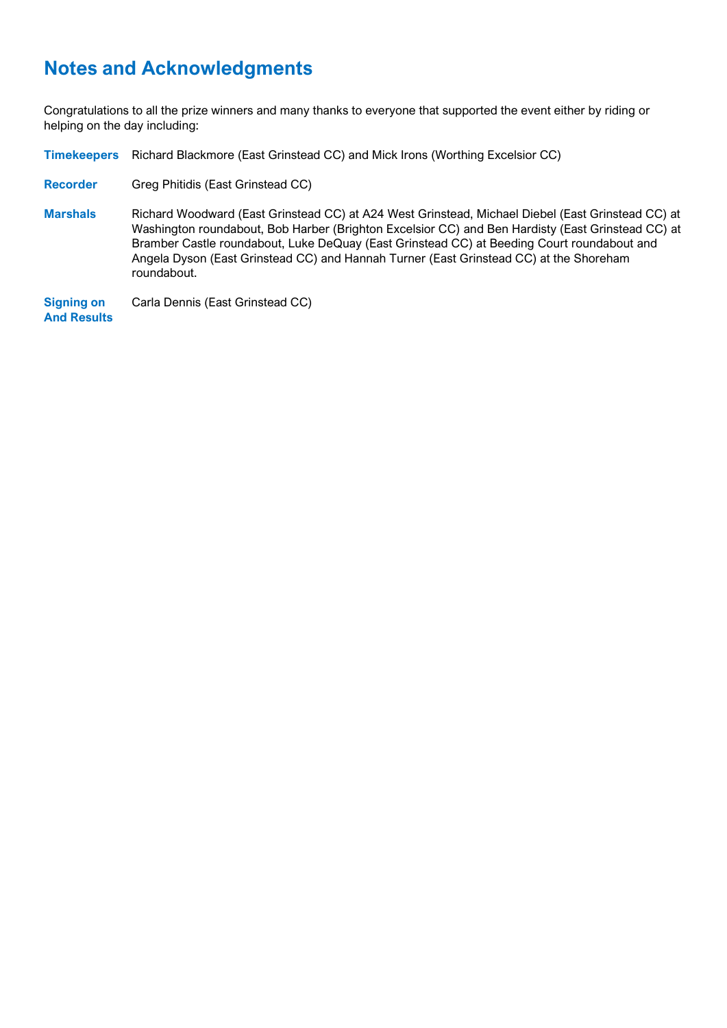## Notes and Acknowledgments

Congratulations to all the prize winners and many thanks to everyone that supported the event either by riding or helping on the day including:

**Timekeepers** Richard Blackmore (East Grinstead CC) and Mick Irons (Worthing Excelsior CC)

**Recorder** Greg Phitidis (East Grinstead CC)

**Marshals** Richard Woodward (East Grinstead CC) at A24 West Grinstead, Michael Diebel (East Grinstead CC) at Washington roundabout, Bob Harber (Brighton Excelsior CC) and Ben Hardisty (East Grinstead CC) at Bramber Castle roundabout, Luke DeQuay (East Grinstead CC) at Beeding Court roundabout and Angela Dyson (East Grinstead CC) and Hannah Turner (East Grinstead CC) at the Shoreham roundabout.

**Signing on And Results** Carla Dennis (East Grinstead CC)